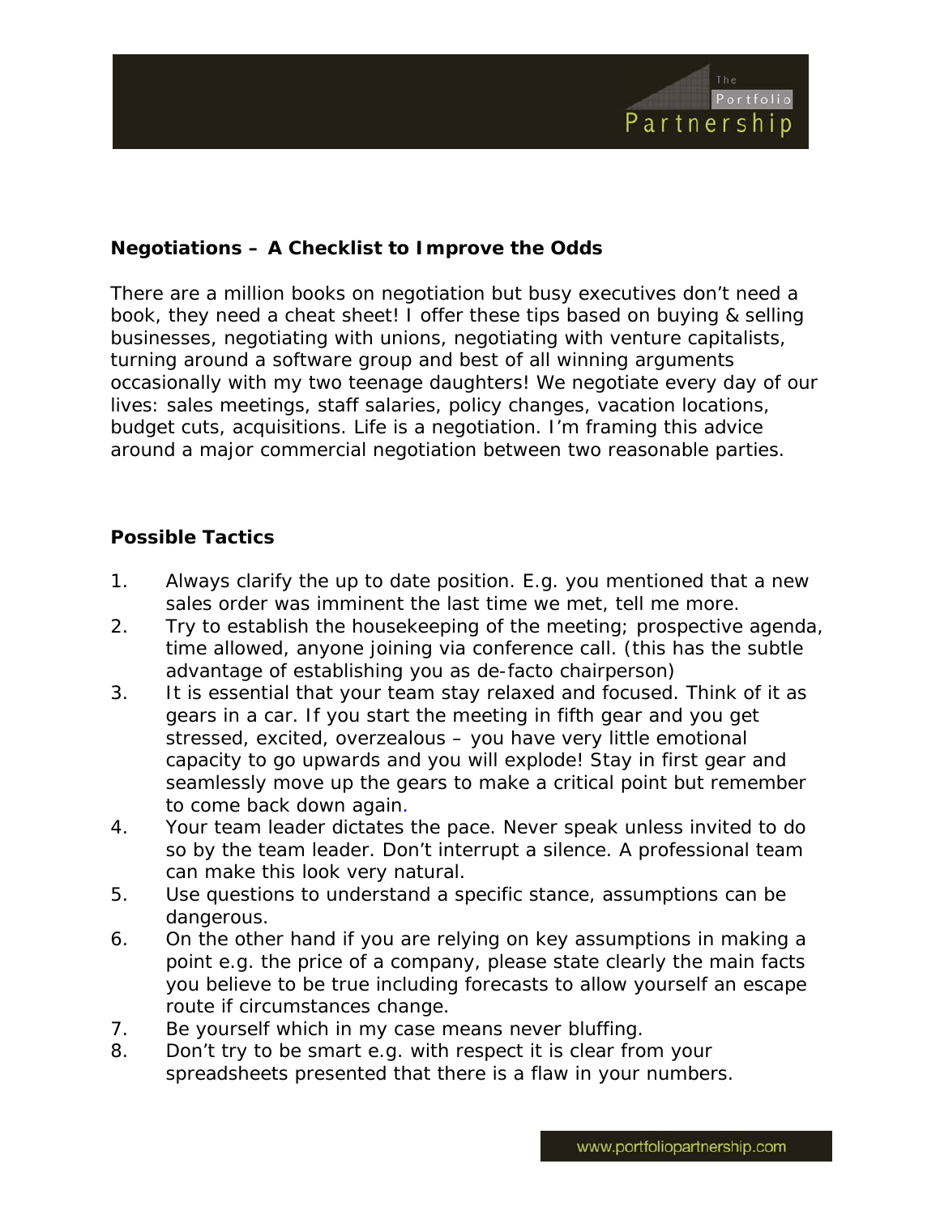**Negotiations – A Checklist to Improve the Odds**

There are a million books on negotiation but busy executives don't need a book, they need a cheat sheet! I offer these tips based on buying & selling businesses, negotiating with unions, negotiating with venture capitalists, turning around a software group and best of all winning arguments occasionally with my two teenage daughters! We negotiate every day of our lives: sales meetings, staff salaries, policy changes, vacation locations, budget cuts, acquisitions. Life is a negotiation. I'm framing this advice around a major commercial negotiation between two reasonable parties.

**Possible Tactics**

1. Always clarify the up to date position. E.g. you mentioned that a new sales order was imminent the last time we met, tell me more.
2. Try to establish the housekeeping of the meeting; prospective agenda, time allowed, anyone joining via conference call. (this has the subtle advantage of establishing you as de-facto chairperson)
3. It is essential that your team stay relaxed and focused. Think of it as gears in a car. If you start the meeting in fifth gear and you get stressed, excited, overzealous – you have very little emotional capacity to go upwards and you will explode! Stay in first gear and seamlessly move up the gears to make a critical point but remember to come back down again.
4. Your team leader dictates the pace. Never speak unless invited to do so by the team leader. Don't interrupt a silence. A professional team can make this look very natural.
5. Use questions to understand a specific stance, assumptions can be dangerous.
6. On the other hand if you are relying on key assumptions in making a point e.g. the price of a company, please state clearly the main facts you believe to be true including forecasts to allow yourself an escape route if circumstances change.
7. Be yourself which in my case means never bluffing.
8. Don't try to be smart e.g. with respect it is clear from your spreadsheets presented that there is a flaw in your numbers.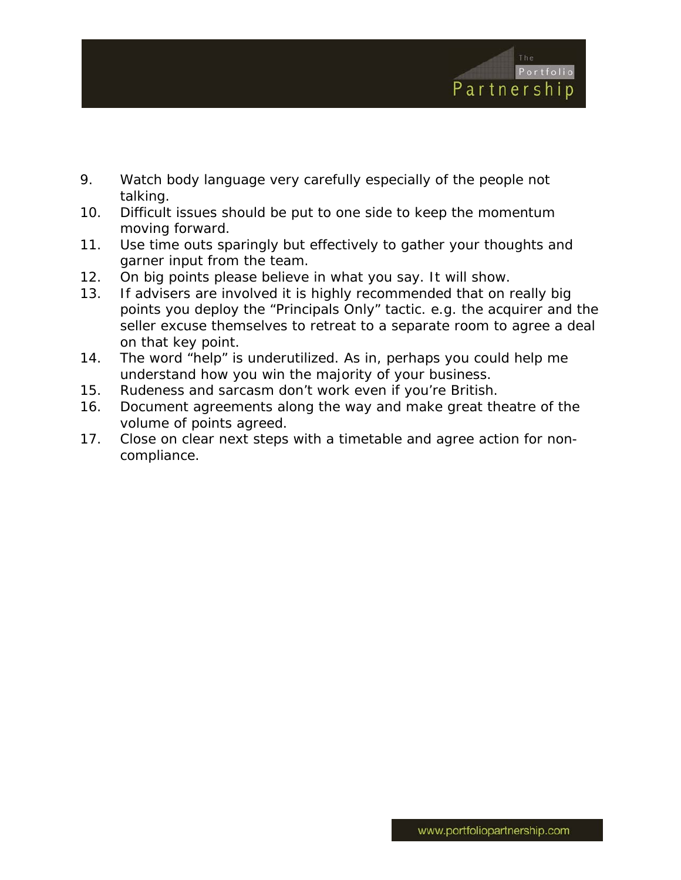9. Watch body language very carefully especially of the people not talking.
10. Difficult issues should be put to one side to keep the momentum moving forward.
11. Use time outs sparingly but effectively to gather your thoughts and garner input from the team.
12. On big points please believe in what you say. It will show.
13. If advisers are involved it is highly recommended that on really big points you deploy the "Principals Only" tactic. e.g. the acquirer and the seller excuse themselves to retreat to a separate room to agree a deal on that key point.
14. The word "help" is underutilized. As in, perhaps you could help me understand how you win the majority of your business.
15. Rudeness and sarcasm don't work even if you're British.
16. Document agreements along the way and make great theatre of the volume of points agreed.
17. Close on clear next steps with a timetable and agree action for non-compliance.